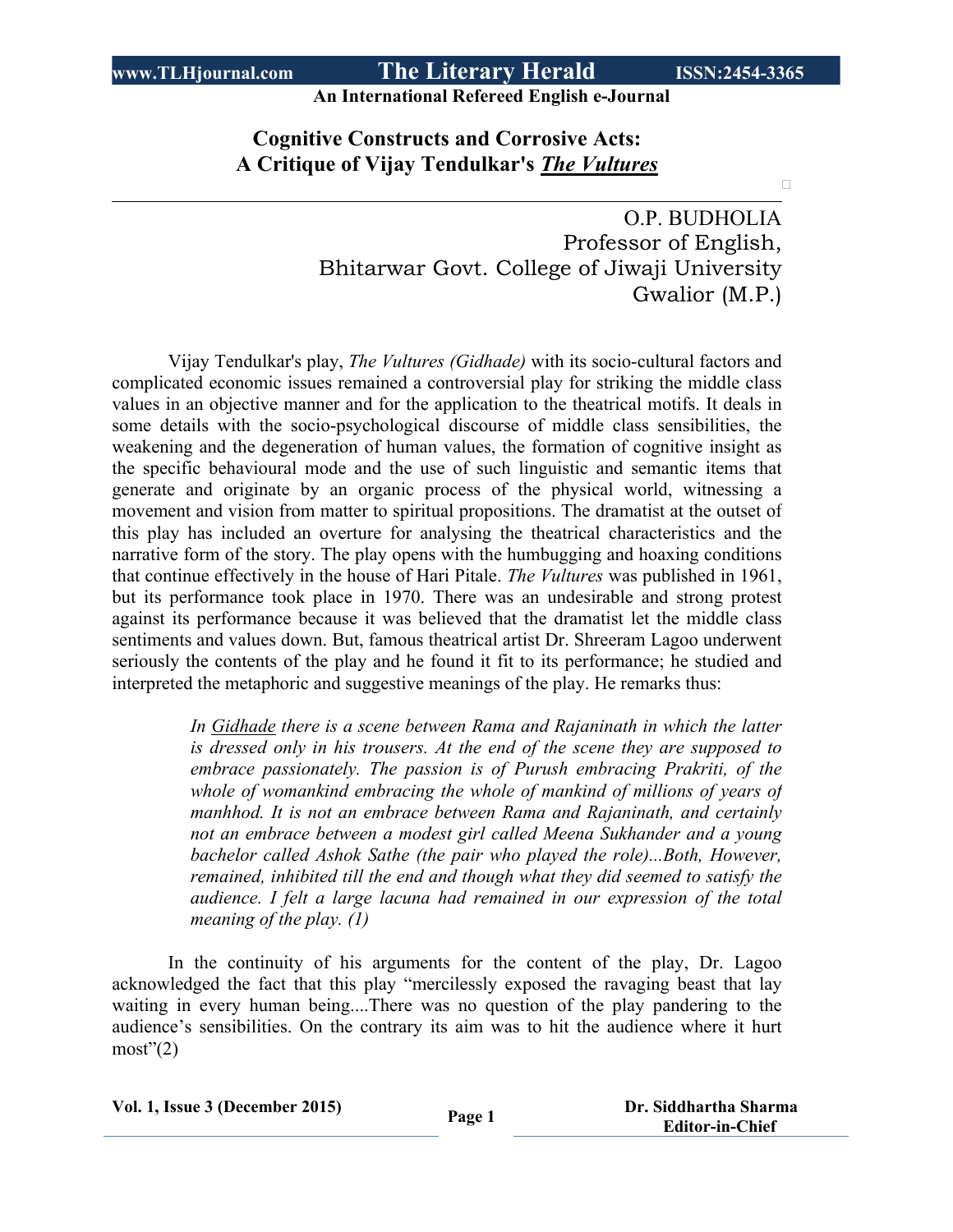# Cognitive Constructs and Corrosive Acts: A Critique of Vijay Tendulkar's *The Vultures*

O.P. BUDHOLIA
Professor of English,
Bhitarwar Govt. College of Jiwaji University
Gwalior (M.P.)

Vijay Tendulkar's play, *The Vultures (Gidhade)* with its socio-cultural factors and complicated economic issues remained a controversial play for striking the middle class values in an objective manner and for the application to the theatrical motifs. It deals in some details with the socio-psychological discourse of middle class sensibilities, the weakening and the degeneration of human values, the formation of cognitive insight as the specific behavioural mode and the use of such linguistic and semantic items that generate and originate by an organic process of the physical world, witnessing a movement and vision from matter to spiritual propositions. The dramatist at the outset of this play has included an overture for analysing the theatrical characteristics and the narrative form of the story. The play opens with the humbugging and hoaxing conditions that continue effectively in the house of Hari Pitale. *The Vultures* was published in 1961, but its performance took place in 1970. There was an undesirable and strong protest against its performance because it was believed that the dramatist let the middle class sentiments and values down. But, famous theatrical artist Dr. Shreeram Lagoo underwent seriously the contents of the play and he found it fit to its performance; he studied and interpreted the metaphoric and suggestive meanings of the play. He remarks thus:

> *In Gidhade there is a scene between Rama and Rajaninath in which the latter is dressed only in his trousers. At the end of the scene they are supposed to embrace passionately. The passion is of Purush embracing Prakriti, of the whole of womankind embracing the whole of mankind of millions of years of manhhod. It is not an embrace between Rama and Rajaninath, and certainly not an embrace between a modest girl called Meena Sukhander and a young bachelor called Ashok Sathe (the pair who played the role)...Both, However, remained, inhibited till the end and though what they did seemed to satisfy the audience. I felt a large lacuna had remained in our expression of the total meaning of the play. (1)*

In the continuity of his arguments for the content of the play, Dr. Lagoo acknowledged the fact that this play "mercilessly exposed the ravaging beast that lay waiting in every human being....There was no question of the play pandering to the audience's sensibilities. On the contrary its aim was to hit the audience where it hurt most"(2)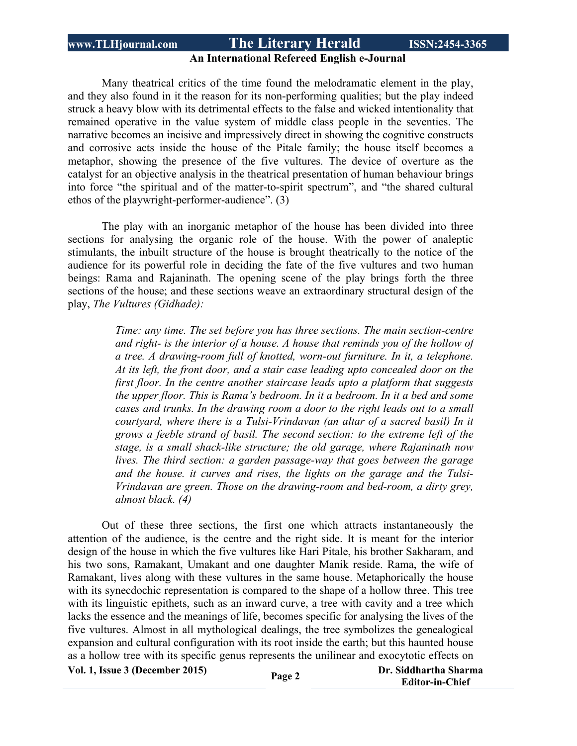Many theatrical critics of the time found the melodramatic element in the play, and they also found in it the reason for its non-performing qualities; but the play indeed struck a heavy blow with its detrimental effects to the false and wicked intentionality that remained operative in the value system of middle class people in the seventies. The narrative becomes an incisive and impressively direct in showing the cognitive constructs and corrosive acts inside the house of the Pitale family; the house itself becomes a metaphor, showing the presence of the five vultures. The device of overture as the catalyst for an objective analysis in the theatrical presentation of human behaviour brings into force "the spiritual and of the matter-to-spirit spectrum", and "the shared cultural ethos of the playwright-performer-audience". (3)

The play with an inorganic metaphor of the house has been divided into three sections for analysing the organic role of the house. With the power of analeptic stimulants, the inbuilt structure of the house is brought theatrically to the notice of the audience for its powerful role in deciding the fate of the five vultures and two human beings: Rama and Rajaninath. The opening scene of the play brings forth the three sections of the house; and these sections weave an extraordinary structural design of the play, *The Vultures (Gidhade):*

> *Time: any time. The set before you has three sections. The main section-centre and right- is the interior of a house. A house that reminds you of the hollow of a tree. A drawing-room full of knotted, worn-out furniture. In it, a telephone. At its left, the front door, and a stair case leading upto concealed door on the first floor. In the centre another staircase leads upto a platform that suggests the upper floor. This is Rama's bedroom. In it a bedroom. In it a bed and some cases and trunks. In the drawing room a door to the right leads out to a small courtyard, where there is a Tulsi-Vrindavan (an altar of a sacred basil) In it grows a feeble strand of basil. The second section: to the extreme left of the stage, is a small shack-like structure; the old garage, where Rajaninath now lives. The third section: a garden passage-way that goes between the garage and the house. it curves and rises, the lights on the garage and the Tulsi-Vrindavan are green. Those on the drawing-room and bed-room, a dirty grey, almost black. (4)*

Out of these three sections, the first one which attracts instantaneously the attention of the audience, is the centre and the right side. It is meant for the interior design of the house in which the five vultures like Hari Pitale, his brother Sakharam, and his two sons, Ramakant, Umakant and one daughter Manik reside. Rama, the wife of Ramakant, lives along with these vultures in the same house. Metaphorically the house with its synecdochic representation is compared to the shape of a hollow three. This tree with its linguistic epithets, such as an inward curve, a tree with cavity and a tree which lacks the essence and the meanings of life, becomes specific for analysing the lives of the five vultures. Almost in all mythological dealings, the tree symbolizes the genealogical expansion and cultural configuration with its root inside the earth; but this haunted house as a hollow tree with its specific genus represents the unilinear and exocytotic effects on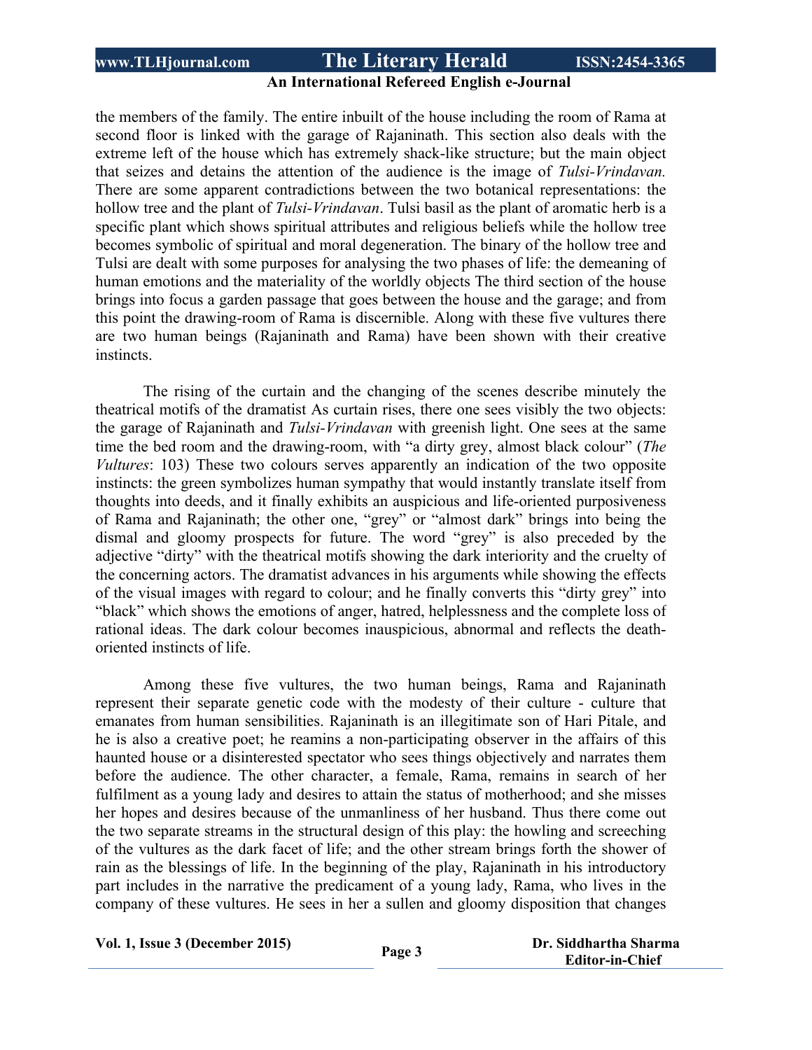the members of the family. The entire inbuilt of the house including the room of Rama at second floor is linked with the garage of Rajaninath. This section also deals with the extreme left of the house which has extremely shack-like structure; but the main object that seizes and detains the attention of the audience is the image of *Tulsi-Vrindavan.* There are some apparent contradictions between the two botanical representations: the hollow tree and the plant of *Tulsi-Vrindavan*. Tulsi basil as the plant of aromatic herb is a specific plant which shows spiritual attributes and religious beliefs while the hollow tree becomes symbolic of spiritual and moral degeneration. The binary of the hollow tree and Tulsi are dealt with some purposes for analysing the two phases of life: the demeaning of human emotions and the materiality of the worldly objects The third section of the house brings into focus a garden passage that goes between the house and the garage; and from this point the drawing-room of Rama is discernible. Along with these five vultures there are two human beings (Rajaninath and Rama) have been shown with their creative instincts.

The rising of the curtain and the changing of the scenes describe minutely the theatrical motifs of the dramatist As curtain rises, there one sees visibly the two objects: the garage of Rajaninath and *Tulsi-Vrindavan* with greenish light. One sees at the same time the bed room and the drawing-room, with "a dirty grey, almost black colour" (*The Vultures*: 103) These two colours serves apparently an indication of the two opposite instincts: the green symbolizes human sympathy that would instantly translate itself from thoughts into deeds, and it finally exhibits an auspicious and life-oriented purposiveness of Rama and Rajaninath; the other one, "grey" or "almost dark" brings into being the dismal and gloomy prospects for future. The word "grey" is also preceded by the adjective "dirty" with the theatrical motifs showing the dark interiority and the cruelty of the concerning actors. The dramatist advances in his arguments while showing the effects of the visual images with regard to colour; and he finally converts this "dirty grey" into "black" which shows the emotions of anger, hatred, helplessness and the complete loss of rational ideas. The dark colour becomes inauspicious, abnormal and reflects the death-oriented instincts of life.

Among these five vultures, the two human beings, Rama and Rajaninath represent their separate genetic code with the modesty of their culture - culture that emanates from human sensibilities. Rajaninath is an illegitimate son of Hari Pitale, and he is also a creative poet; he reamins a non-participating observer in the affairs of this haunted house or a disinterested spectator who sees things objectively and narrates them before the audience. The other character, a female, Rama, remains in search of her fulfilment as a young lady and desires to attain the status of motherhood; and she misses her hopes and desires because of the unmanliness of her husband. Thus there come out the two separate streams in the structural design of this play: the howling and screeching of the vultures as the dark facet of life; and the other stream brings forth the shower of rain as the blessings of life. In the beginning of the play, Rajaninath in his introductory part includes in the narrative the predicament of a young lady, Rama, who lives in the company of these vultures. He sees in her a sullen and gloomy disposition that changes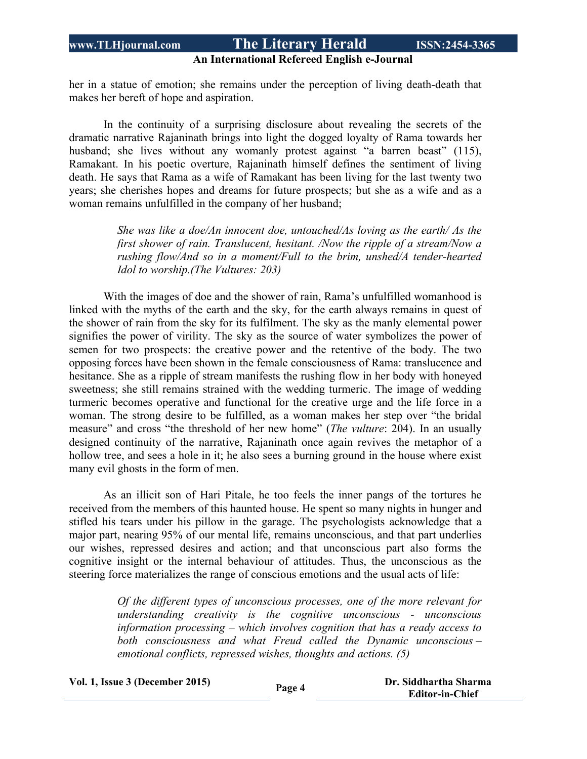her in a statue of emotion; she remains under the perception of living death-death that makes her bereft of hope and aspiration.

In the continuity of a surprising disclosure about revealing the secrets of the dramatic narrative Rajaninath brings into light the dogged loyalty of Rama towards her husband; she lives without any womanly protest against "a barren beast" (115), Ramakant. In his poetic overture, Rajaninath himself defines the sentiment of living death. He says that Rama as a wife of Ramakant has been living for the last twenty two years; she cherishes hopes and dreams for future prospects; but she as a wife and as a woman remains unfulfilled in the company of her husband;

> *She was like a doe/An innocent doe, untouched/As loving as the earth/ As the first shower of rain. Translucent, hesitant. /Now the ripple of a stream/Now a rushing flow/And so in a moment/Full to the brim, unshed/A tender-hearted Idol to worship.(The Vultures: 203)*

With the images of doe and the shower of rain, Rama's unfulfilled womanhood is linked with the myths of the earth and the sky, for the earth always remains in quest of the shower of rain from the sky for its fulfilment. The sky as the manly elemental power signifies the power of virility. The sky as the source of water symbolizes the power of semen for two prospects: the creative power and the retentive of the body. The two opposing forces have been shown in the female consciousness of Rama: translucence and hesitance. She as a ripple of stream manifests the rushing flow in her body with honeyed sweetness; she still remains strained with the wedding turmeric. The image of wedding turmeric becomes operative and functional for the creative urge and the life force in a woman. The strong desire to be fulfilled, as a woman makes her step over "the bridal measure" and cross "the threshold of her new home" (*The vulture*: 204). In an usually designed continuity of the narrative, Rajaninath once again revives the metaphor of a hollow tree, and sees a hole in it; he also sees a burning ground in the house where exist many evil ghosts in the form of men.

As an illicit son of Hari Pitale, he too feels the inner pangs of the tortures he received from the members of this haunted house. He spent so many nights in hunger and stifled his tears under his pillow in the garage. The psychologists acknowledge that a major part, nearing 95% of our mental life, remains unconscious, and that part underlies our wishes, repressed desires and action; and that unconscious part also forms the cognitive insight or the internal behaviour of attitudes. Thus, the unconscious as the steering force materializes the range of conscious emotions and the usual acts of life:

> *Of the different types of unconscious processes, one of the more relevant for understanding creativity is the cognitive unconscious - unconscious information processing – which involves cognition that has a ready access to both consciousness and what Freud called the Dynamic unconscious – emotional conflicts, repressed wishes, thoughts and actions. (5)*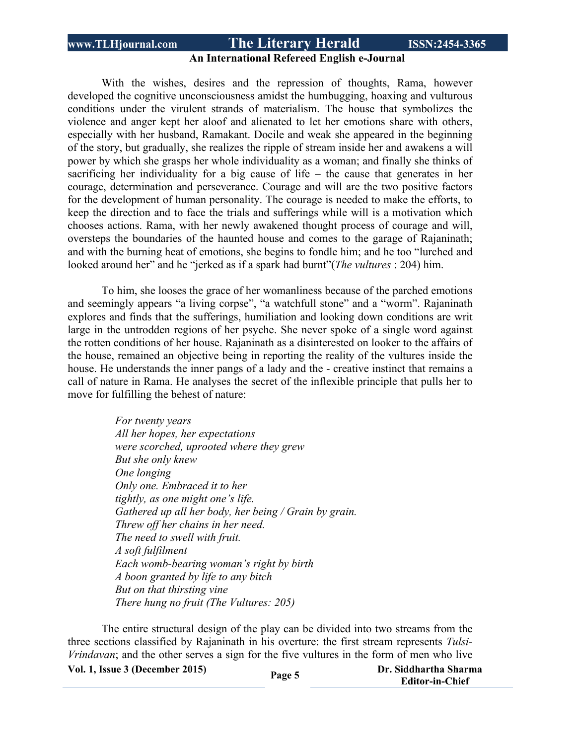With the wishes, desires and the repression of thoughts, Rama, however developed the cognitive unconsciousness amidst the humbugging, hoaxing and vulturous conditions under the virulent strands of materialism. The house that symbolizes the violence and anger kept her aloof and alienated to let her emotions share with others, especially with her husband, Ramakant. Docile and weak she appeared in the beginning of the story, but gradually, she realizes the ripple of stream inside her and awakens a will power by which she grasps her whole individuality as a woman; and finally she thinks of sacrificing her individuality for a big cause of life – the cause that generates in her courage, determination and perseverance. Courage and will are the two positive factors for the development of human personality. The courage is needed to make the efforts, to keep the direction and to face the trials and sufferings while will is a motivation which chooses actions. Rama, with her newly awakened thought process of courage and will, oversteps the boundaries of the haunted house and comes to the garage of Rajaninath; and with the burning heat of emotions, she begins to fondle him; and he too "lurched and looked around her" and he "jerked as if a spark had burnt"(*The vultures* : 204) him.

To him, she looses the grace of her womanliness because of the parched emotions and seemingly appears "a living corpse", "a watchfull stone" and a "worm". Rajaninath explores and finds that the sufferings, humiliation and looking down conditions are writ large in the untrodden regions of her psyche. She never spoke of a single word against the rotten conditions of her house. Rajaninath as a disinterested on looker to the affairs of the house, remained an objective being in reporting the reality of the vultures inside the house. He understands the inner pangs of a lady and the - creative instinct that remains a call of nature in Rama. He analyses the secret of the inflexible principle that pulls her to move for fulfilling the behest of nature:

> *For twenty years*
> *All her hopes, her expectations*
> *were scorched, uprooted where they grew*
> *But she only knew*
> *One longing*
> *Only one. Embraced it to her*
> *tightly, as one might one's life.*
> *Gathered up all her body, her being / Grain by grain.*
> *Threw off her chains in her need.*
> *The need to swell with fruit.*
> *A soft fulfilment*
> *Each womb-bearing woman's right by birth*
> *A boon granted by life to any bitch*
> *But on that thirsting vine*
> *There hung no fruit (The Vultures: 205)*

The entire structural design of the play can be divided into two streams from the three sections classified by Rajaninath in his overture: the first stream represents *Tulsi-Vrindavan*; and the other serves a sign for the five vultures in the form of men who live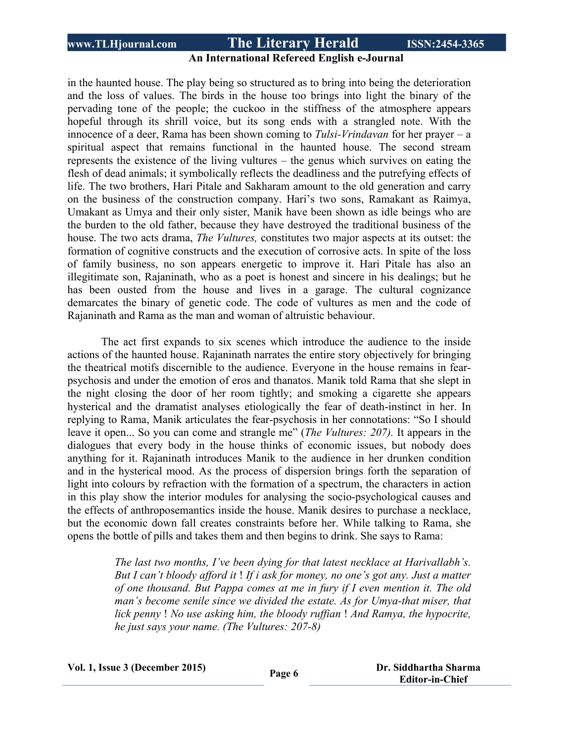in the haunted house. The play being so structured as to bring into being the deterioration and the loss of values. The birds in the house too brings into light the binary of the pervading tone of the people; the cuckoo in the stiffness of the atmosphere appears hopeful through its shrill voice, but its song ends with a strangled note. With the innocence of a deer, Rama has been shown coming to *Tulsi-Vrindavan* for her prayer – a spiritual aspect that remains functional in the haunted house. The second stream represents the existence of the living vultures – the genus which survives on eating the flesh of dead animals; it symbolically reflects the deadliness and the putrefying effects of life. The two brothers, Hari Pitale and Sakharam amount to the old generation and carry on the business of the construction company. Hari's two sons, Ramakant as Raimya, Umakant as Umya and their only sister, Manik have been shown as idle beings who are the burden to the old father, because they have destroyed the traditional business of the house. The two acts drama, *The Vultures,* constitutes two major aspects at its outset: the formation of cognitive constructs and the execution of corrosive acts. In spite of the loss of family business, no son appears energetic to improve it. Hari Pitale has also an illegitimate son, Rajaninath, who as a poet is honest and sincere in his dealings; but he has been ousted from the house and lives in a garage. The cultural cognizance demarcates the binary of genetic code. The code of vultures as men and the code of Rajaninath and Rama as the man and woman of altruistic behaviour.

The act first expands to six scenes which introduce the audience to the inside actions of the haunted house. Rajaninath narrates the entire story objectively for bringing the theatrical motifs discernible to the audience. Everyone in the house remains in fear-psychosis and under the emotion of eros and thanatos. Manik told Rama that she slept in the night closing the door of her room tightly; and smoking a cigarette she appears hysterical and the dramatist analyses etiologically the fear of death-instinct in her. In replying to Rama, Manik articulates the fear-psychosis in her connotations: "So I should leave it open... So you can come and strangle me" (*The Vultures: 207).* It appears in the dialogues that every body in the house thinks of economic issues, but nobody does anything for it. Rajaninath introduces Manik to the audience in her drunken condition and in the hysterical mood. As the process of dispersion brings forth the separation of light into colours by refraction with the formation of a spectrum, the characters in action in this play show the interior modules for analysing the socio-psychological causes and the effects of anthroposemantics inside the house. Manik desires to purchase a necklace, but the economic down fall creates constraints before her. While talking to Rama, she opens the bottle of pills and takes them and then begins to drink. She says to Rama:

> *The last two months, I've been dying for that latest necklace at Harivallabh's. But I can't bloody afford it* ! *If i ask for money, no one's got any. Just a matter of one thousand. But Pappa comes at me in fury if I even mention it. The old man's become senile since we divided the estate. As for Umya-that miser, that lick penny* ! *No use asking him, the bloody ruffian* ! *And Ramya, the hypocrite, he just says your name. (The Vultures: 207-8)*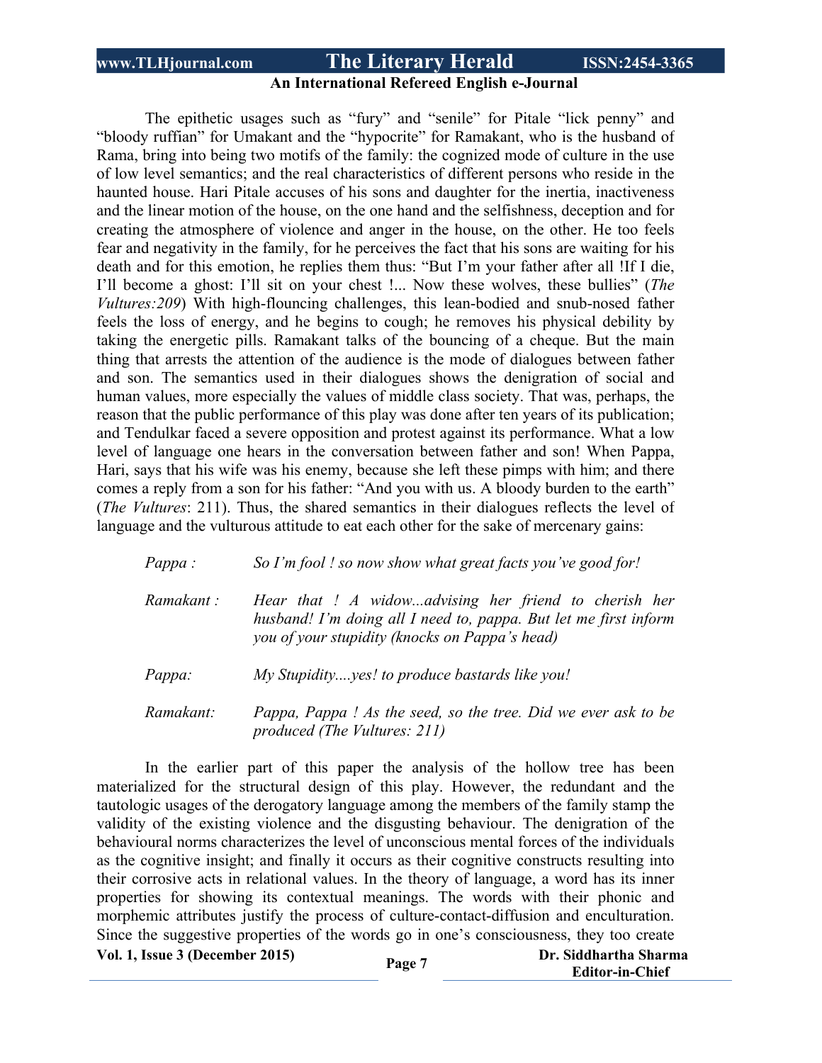The epithetic usages such as “fury” and “senile” for Pitale “lick penny” and “bloody ruffian” for Umakant and the “hypocrite” for Ramakant, who is the husband of Rama, bring into being two motifs of the family: the cognized mode of culture in the use of low level semantics; and the real characteristics of different persons who reside in the haunted house. Hari Pitale accuses of his sons and daughter for the inertia, inactiveness and the linear motion of the house, on the one hand and the selfishness, deception and for creating the atmosphere of violence and anger in the house, on the other. He too feels fear and negativity in the family, for he perceives the fact that his sons are waiting for his death and for this emotion, he replies them thus: “But I’m your father after all !If I die, I’ll become a ghost: I’ll sit on your chest !... Now these wolves, these bullies” (*The Vultures:209*) With high-flouncing challenges, this lean-bodied and snub-nosed father feels the loss of energy, and he begins to cough; he removes his physical debility by taking the energetic pills. Ramakant talks of the bouncing of a cheque. But the main thing that arrests the attention of the audience is the mode of dialogues between father and son. The semantics used in their dialogues shows the denigration of social and human values, more especially the values of middle class society. That was, perhaps, the reason that the public performance of this play was done after ten years of its publication; and Tendulkar faced a severe opposition and protest against its performance. What a low level of language one hears in the conversation between father and son! When Pappa, Hari, says that his wife was his enemy, because she left these pimps with him; and there comes a reply from a son for his father: “And you with us. A bloody burden to the earth” (*The Vultures*: 211). Thus, the shared semantics in their dialogues reflects the level of language and the vulturous attitude to eat each other for the sake of mercenary gains:

*Pappa :* *So I’m fool ! so now show what great facts you’ve good for!*

*Ramakant :* *Hear that ! A widow...advising her friend to cherish her husband! I’m doing all I need to, pappa. But let me first inform you of your stupidity (knocks on Pappa’s head)*

*Pappa:* *My Stupidity....yes! to produce bastards like you!*

*Ramakant:* *Pappa, Pappa ! As the seed, so the tree. Did we ever ask to be produced (The Vultures: 211)*

In the earlier part of this paper the analysis of the hollow tree has been materialized for the structural design of this play. However, the redundant and the tautologic usages of the derogatory language among the members of the family stamp the validity of the existing violence and the disgusting behaviour. The denigration of the behavioural norms characterizes the level of unconscious mental forces of the individuals as the cognitive insight; and finally it occurs as their cognitive constructs resulting into their corrosive acts in relational values. In the theory of language, a word has its inner properties for showing its contextual meanings. The words with their phonic and morphemic attributes justify the process of culture-contact-diffusion and enculturation. Since the suggestive properties of the words go in one’s consciousness, they too create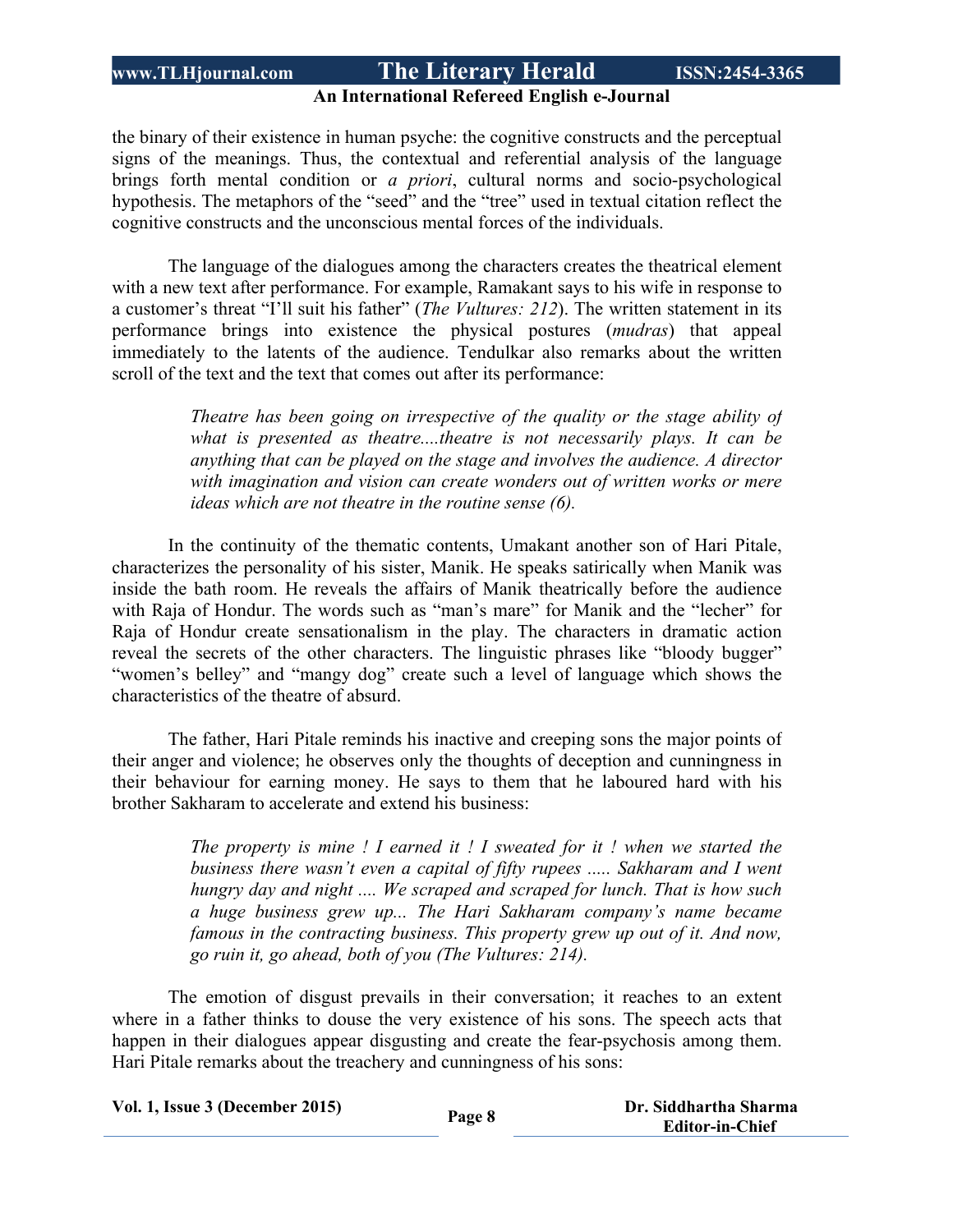the binary of their existence in human psyche: the cognitive constructs and the perceptual signs of the meanings. Thus, the contextual and referential analysis of the language brings forth mental condition or *a priori*, cultural norms and socio-psychological hypothesis. The metaphors of the "seed" and the "tree" used in textual citation reflect the cognitive constructs and the unconscious mental forces of the individuals.

The language of the dialogues among the characters creates the theatrical element with a new text after performance. For example, Ramakant says to his wife in response to a customer's threat "I'll suit his father" (*The Vultures: 212*). The written statement in its performance brings into existence the physical postures (*mudras*) that appeal immediately to the latents of the audience. Tendulkar also remarks about the written scroll of the text and the text that comes out after its performance:

> *Theatre has been going on irrespective of the quality or the stage ability of what is presented as theatre....theatre is not necessarily plays. It can be anything that can be played on the stage and involves the audience. A director with imagination and vision can create wonders out of written works or mere ideas which are not theatre in the routine sense (6).*

In the continuity of the thematic contents, Umakant another son of Hari Pitale, characterizes the personality of his sister, Manik. He speaks satirically when Manik was inside the bath room. He reveals the affairs of Manik theatrically before the audience with Raja of Hondur. The words such as "man's mare" for Manik and the "lecher" for Raja of Hondur create sensationalism in the play. The characters in dramatic action reveal the secrets of the other characters. The linguistic phrases like "bloody bugger" "women's belley" and "mangy dog" create such a level of language which shows the characteristics of the theatre of absurd.

The father, Hari Pitale reminds his inactive and creeping sons the major points of their anger and violence; he observes only the thoughts of deception and cunningness in their behaviour for earning money. He says to them that he laboured hard with his brother Sakharam to accelerate and extend his business:

> *The property is mine ! I earned it ! I sweated for it ! when we started the business there wasn't even a capital of fifty rupees ..... Sakharam and I went hungry day and night .... We scraped and scraped for lunch. That is how such a huge business grew up... The Hari Sakharam company's name became famous in the contracting business. This property grew up out of it. And now, go ruin it, go ahead, both of you (The Vultures: 214).*

The emotion of disgust prevails in their conversation; it reaches to an extent where in a father thinks to douse the very existence of his sons. The speech acts that happen in their dialogues appear disgusting and create the fear-psychosis among them. Hari Pitale remarks about the treachery and cunningness of his sons: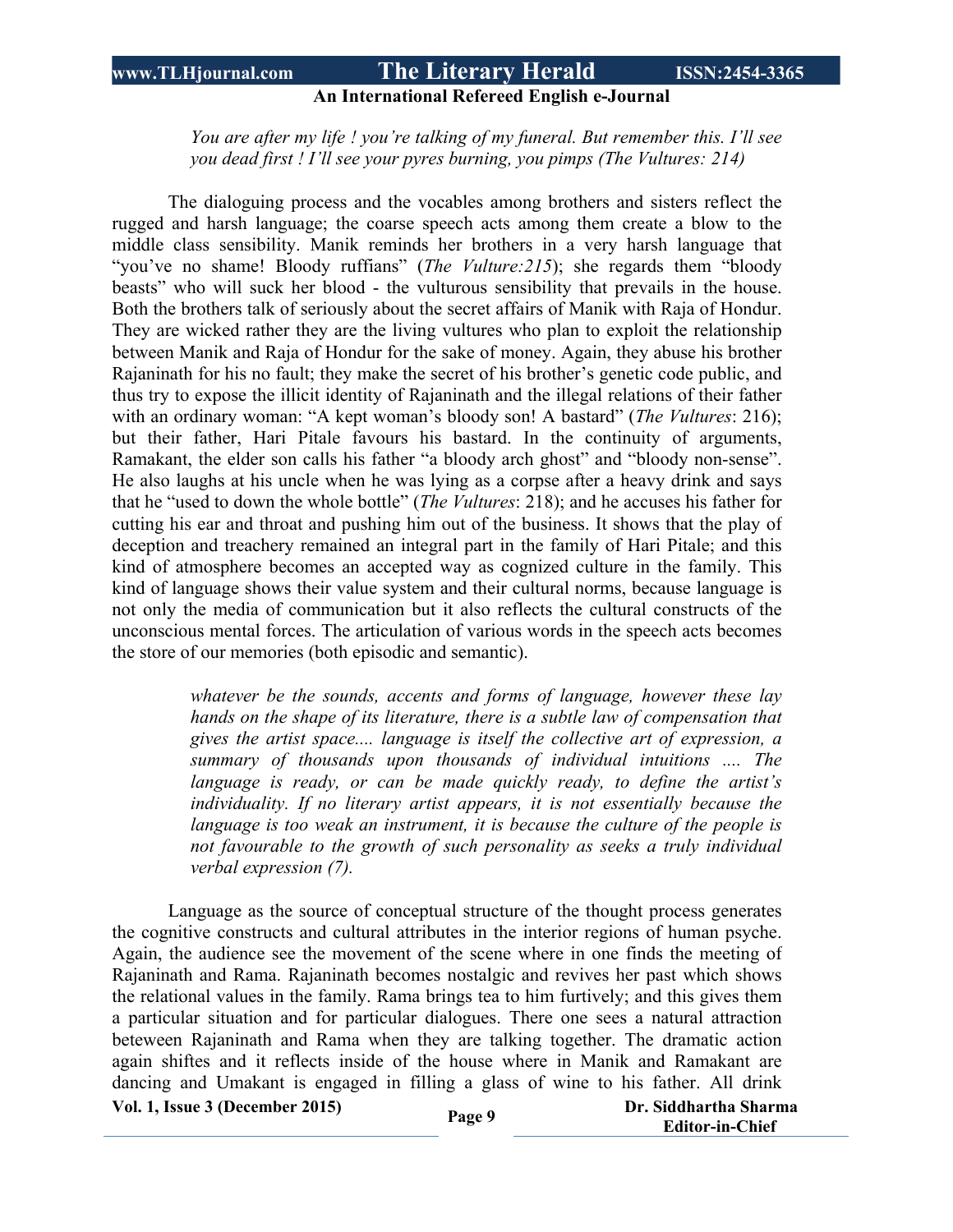*You are after my life ! you're talking of my funeral. But remember this. I'll see you dead first ! I'll see your pyres burning, you pimps (The Vultures: 214)*

The dialoguing process and the vocables among brothers and sisters reflect the rugged and harsh language; the coarse speech acts among them create a blow to the middle class sensibility. Manik reminds her brothers in a very harsh language that "you've no shame! Bloody ruffians" (*The Vulture:215*); she regards them "bloody beasts" who will suck her blood - the vulturous sensibility that prevails in the house. Both the brothers talk of seriously about the secret affairs of Manik with Raja of Hondur. They are wicked rather they are the living vultures who plan to exploit the relationship between Manik and Raja of Hondur for the sake of money. Again, they abuse his brother Rajaninath for his no fault; they make the secret of his brother's genetic code public, and thus try to expose the illicit identity of Rajaninath and the illegal relations of their father with an ordinary woman: "A kept woman's bloody son! A bastard" (*The Vultures*: 216); but their father, Hari Pitale favours his bastard. In the continuity of arguments, Ramakant, the elder son calls his father "a bloody arch ghost" and "bloody non-sense". He also laughs at his uncle when he was lying as a corpse after a heavy drink and says that he "used to down the whole bottle" (*The Vultures*: 218); and he accuses his father for cutting his ear and throat and pushing him out of the business. It shows that the play of deception and treachery remained an integral part in the family of Hari Pitale; and this kind of atmosphere becomes an accepted way as cognized culture in the family. This kind of language shows their value system and their cultural norms, because language is not only the media of communication but it also reflects the cultural constructs of the unconscious mental forces. The articulation of various words in the speech acts becomes the store of our memories (both episodic and semantic).

> *whatever be the sounds, accents and forms of language, however these lay hands on the shape of its literature, there is a subtle law of compensation that gives the artist space.... language is itself the collective art of expression, a summary of thousands upon thousands of individual intuitions .... The language is ready, or can be made quickly ready, to define the artist's individuality. If no literary artist appears, it is not essentially because the language is too weak an instrument, it is because the culture of the people is not favourable to the growth of such personality as seeks a truly individual verbal expression (7).*

Language as the source of conceptual structure of the thought process generates the cognitive constructs and cultural attributes in the interior regions of human psyche. Again, the audience see the movement of the scene where in one finds the meeting of Rajaninath and Rama. Rajaninath becomes nostalgic and revives her past which shows the relational values in the family. Rama brings tea to him furtively; and this gives them a particular situation and for particular dialogues. There one sees a natural attraction beteween Rajaninath and Rama when they are talking together. The dramatic action again shiftes and it reflects inside of the house where in Manik and Ramakant are dancing and Umakant is engaged in filling a glass of wine to his father. All drink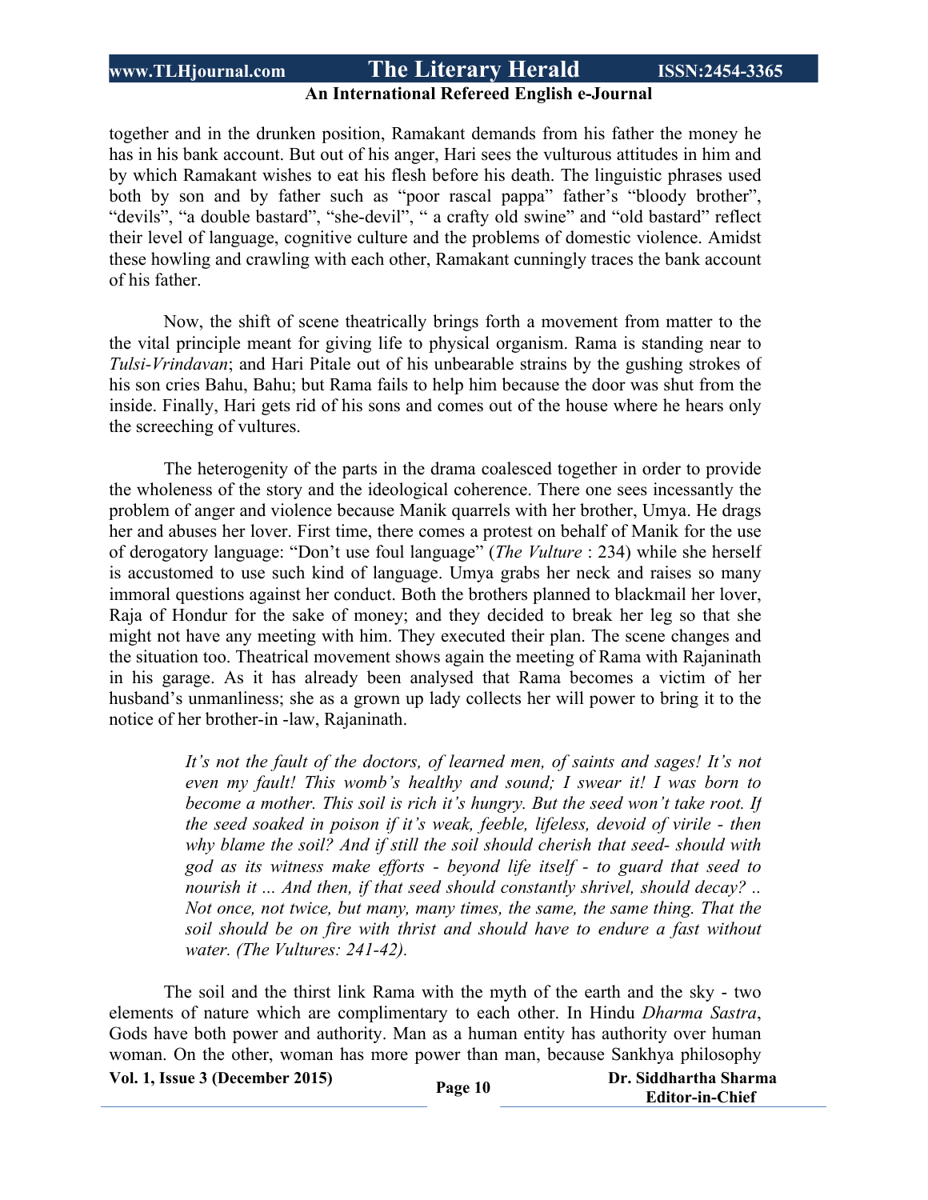together and in the drunken position, Ramakant demands from his father the money he has in his bank account. But out of his anger, Hari sees the vulturous attitudes in him and by which Ramakant wishes to eat his flesh before his death. The linguistic phrases used both by son and by father such as "poor rascal pappa" father's "bloody brother", "devils", "a double bastard", "she-devil", " a crafty old swine" and "old bastard" reflect their level of language, cognitive culture and the problems of domestic violence. Amidst these howling and crawling with each other, Ramakant cunningly traces the bank account of his father.

Now, the shift of scene theatrically brings forth a movement from matter to the the vital principle meant for giving life to physical organism. Rama is standing near to *Tulsi-Vrindavan*; and Hari Pitale out of his unbearable strains by the gushing strokes of his son cries Bahu, Bahu; but Rama fails to help him because the door was shut from the inside. Finally, Hari gets rid of his sons and comes out of the house where he hears only the screeching of vultures.

The heterogenity of the parts in the drama coalesced together in order to provide the wholeness of the story and the ideological coherence. There one sees incessantly the problem of anger and violence because Manik quarrels with her brother, Umya. He drags her and abuses her lover. First time, there comes a protest on behalf of Manik for the use of derogatory language: "Don't use foul language" (*The Vulture* : 234) while she herself is accustomed to use such kind of language. Umya grabs her neck and raises so many immoral questions against her conduct. Both the brothers planned to blackmail her lover, Raja of Hondur for the sake of money; and they decided to break her leg so that she might not have any meeting with him. They executed their plan. The scene changes and the situation too. Theatrical movement shows again the meeting of Rama with Rajaninath in his garage. As it has already been analysed that Rama becomes a victim of her husband's unmanliness; she as a grown up lady collects her will power to bring it to the notice of her brother-in -law, Rajaninath.

> *It's not the fault of the doctors, of learned men, of saints and sages! It's not even my fault! This womb's healthy and sound; I swear it! I was born to become a mother. This soil is rich it's hungry. But the seed won't take root. If the seed soaked in poison if it's weak, feeble, lifeless, devoid of virile - then why blame the soil? And if still the soil should cherish that seed- should with god as its witness make efforts - beyond life itself - to guard that seed to nourish it ... And then, if that seed should constantly shrivel, should decay? .. Not once, not twice, but many, many times, the same, the same thing. That the soil should be on fire with thrist and should have to endure a fast without water. (The Vultures: 241-42).*

The soil and the thirst link Rama with the myth of the earth and the sky - two elements of nature which are complimentary to each other. In Hindu *Dharma Sastra*, Gods have both power and authority. Man as a human entity has authority over human woman. On the other, woman has more power than man, because Sankhya philosophy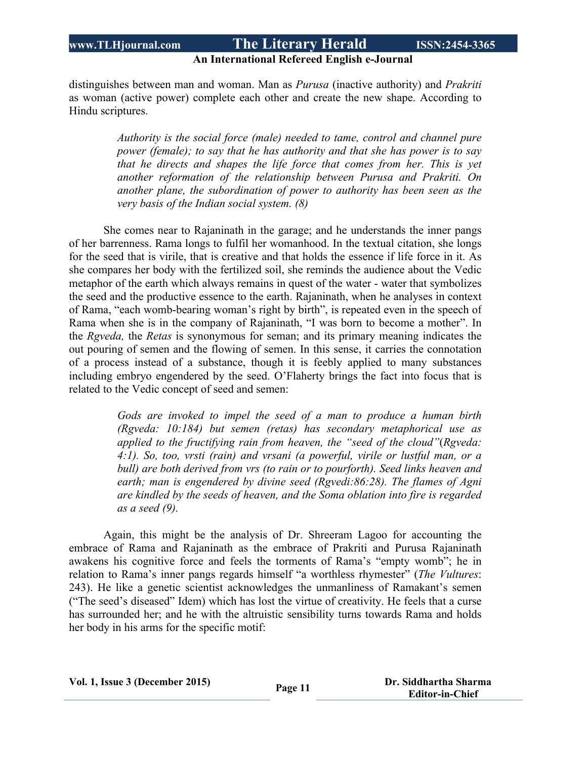distinguishes between man and woman. Man as *Purusa* (inactive authority) and *Prakriti* as woman (active power) complete each other and create the new shape. According to Hindu scriptures.

> *Authority is the social force (male) needed to tame, control and channel pure power (female); to say that he has authority and that she has power is to say that he directs and shapes the life force that comes from her. This is yet another reformation of the relationship between Purusa and Prakriti. On another plane, the subordination of power to authority has been seen as the very basis of the Indian social system. (8)*

She comes near to Rajaninath in the garage; and he understands the inner pangs of her barrenness. Rama longs to fulfil her womanhood. In the textual citation, she longs for the seed that is virile, that is creative and that holds the essence if life force in it. As she compares her body with the fertilized soil, she reminds the audience about the Vedic metaphor of the earth which always remains in quest of the water - water that symbolizes the seed and the productive essence to the earth. Rajaninath, when he analyses in context of Rama, "each womb-bearing woman's right by birth", is repeated even in the speech of Rama when she is in the company of Rajaninath, "I was born to become a mother". In the *Rgveda,* the *Retas* is synonymous for seman; and its primary meaning indicates the out pouring of semen and the flowing of semen. In this sense, it carries the connotation of a process instead of a substance, though it is feebly applied to many substances including embryo engendered by the seed. O'Flaherty brings the fact into focus that is related to the Vedic concept of seed and semen:

> *Gods are invoked to impel the seed of a man to produce a human birth (Rgveda: 10:184) but semen (retas) has secondary metaphorical use as applied to the fructifying rain from heaven, the "seed of the cloud"*(*Rgveda: 4:1). So, too, vrsti (rain) and vrsani (a powerful, virile or lustful man, or a bull) are both derived from vrs (to rain or to pourforth). Seed links heaven and earth; man is engendered by divine seed (Rgvedi:86:28). The flames of Agni are kindled by the seeds of heaven, and the Soma oblation into fire is regarded as a seed (9).*

Again, this might be the analysis of Dr. Shreeram Lagoo for accounting the embrace of Rama and Rajaninath as the embrace of Prakriti and Purusa Rajaninath awakens his cognitive force and feels the torments of Rama's "empty womb"; he in relation to Rama's inner pangs regards himself "a worthless rhymester" (*The Vultures*: 243). He like a genetic scientist acknowledges the unmanliness of Ramakant's semen ("The seed's diseased" Idem) which has lost the virtue of creativity. He feels that a curse has surrounded her; and he with the altruistic sensibility turns towards Rama and holds her body in his arms for the specific motif: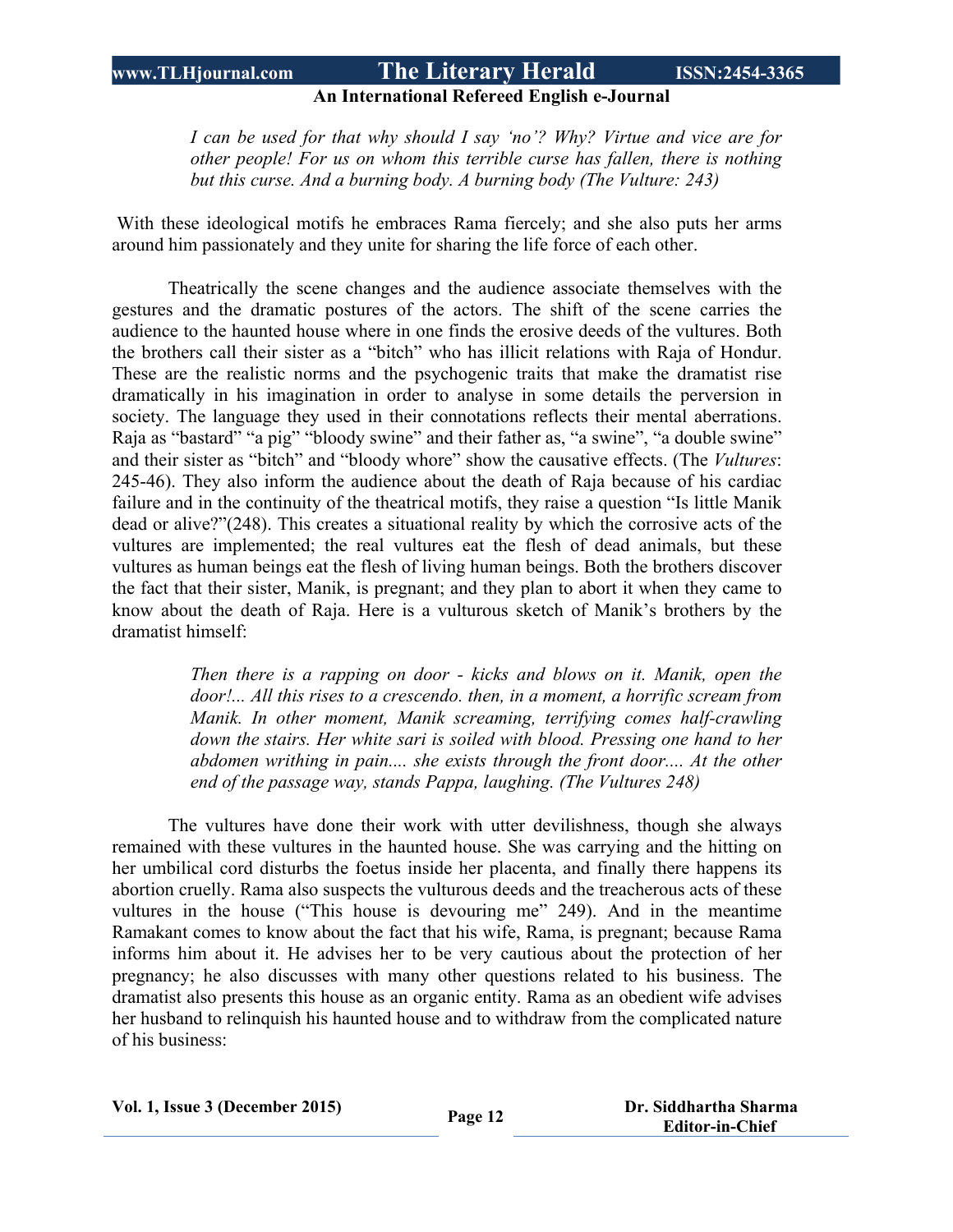*I can be used for that why should I say 'no'? Why? Virtue and vice are for other people! For us on whom this terrible curse has fallen, there is nothing but this curse. And a burning body. A burning body (The Vulture: 243)*

With these ideological motifs he embraces Rama fiercely; and she also puts her arms around him passionately and they unite for sharing the life force of each other.

Theatrically the scene changes and the audience associate themselves with the gestures and the dramatic postures of the actors. The shift of the scene carries the audience to the haunted house where in one finds the erosive deeds of the vultures. Both the brothers call their sister as a "bitch" who has illicit relations with Raja of Hondur. These are the realistic norms and the psychogenic traits that make the dramatist rise dramatically in his imagination in order to analyse in some details the perversion in society. The language they used in their connotations reflects their mental aberrations. Raja as "bastard" "a pig" "bloody swine" and their father as, "a swine", "a double swine" and their sister as "bitch" and "bloody whore" show the causative effects. (The *Vultures*: 245-46). They also inform the audience about the death of Raja because of his cardiac failure and in the continuity of the theatrical motifs, they raise a question "Is little Manik dead or alive?"(248). This creates a situational reality by which the corrosive acts of the vultures are implemented; the real vultures eat the flesh of dead animals, but these vultures as human beings eat the flesh of living human beings. Both the brothers discover the fact that their sister, Manik, is pregnant; and they plan to abort it when they came to know about the death of Raja. Here is a vulturous sketch of Manik's brothers by the dramatist himself:

*Then there is a rapping on door - kicks and blows on it. Manik, open the door!... All this rises to a crescendo. then, in a moment, a horrific scream from Manik. In other moment, Manik screaming, terrifying comes half-crawling down the stairs. Her white sari is soiled with blood. Pressing one hand to her abdomen writhing in pain.... she exists through the front door.... At the other end of the passage way, stands Pappa, laughing. (The Vultures 248)*

The vultures have done their work with utter devilishness, though she always remained with these vultures in the haunted house. She was carrying and the hitting on her umbilical cord disturbs the foetus inside her placenta, and finally there happens its abortion cruelly. Rama also suspects the vulturous deeds and the treacherous acts of these vultures in the house ("This house is devouring me" 249). And in the meantime Ramakant comes to know about the fact that his wife, Rama, is pregnant; because Rama informs him about it. He advises her to be very cautious about the protection of her pregnancy; he also discusses with many other questions related to his business. The dramatist also presents this house as an organic entity. Rama as an obedient wife advises her husband to relinquish his haunted house and to withdraw from the complicated nature of his business: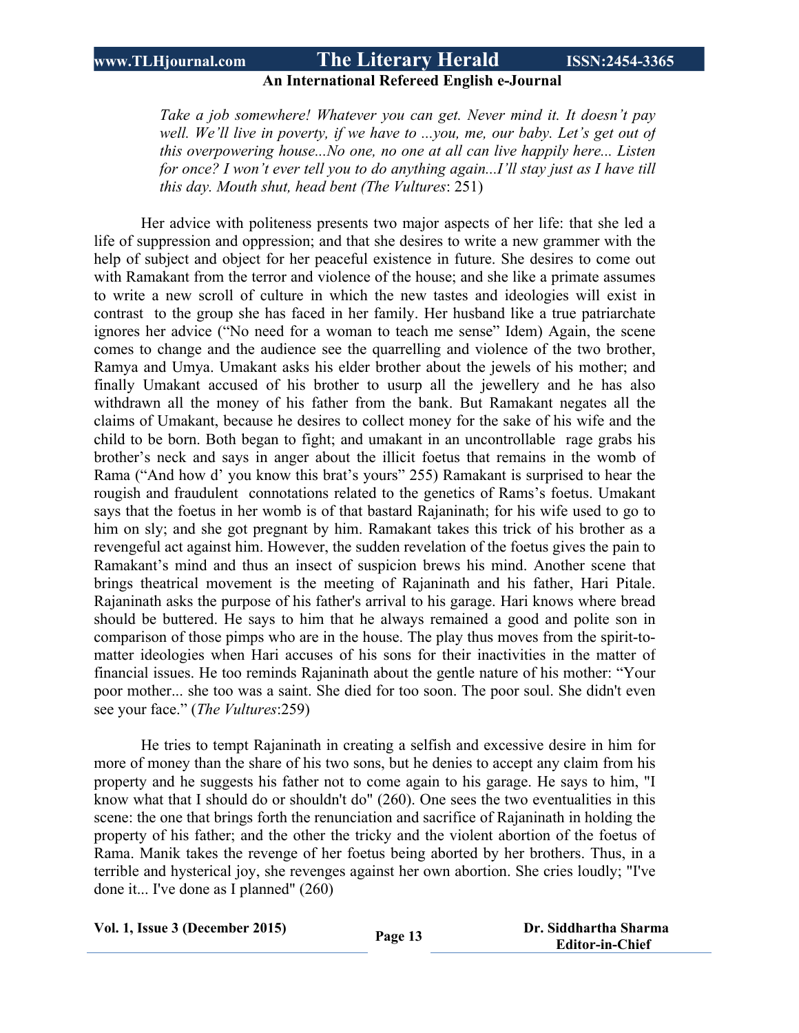*Take a job somewhere! Whatever you can get. Never mind it. It doesn't pay well. We'll live in poverty, if we have to ...you, me, our baby. Let's get out of this overpowering house...No one, no one at all can live happily here... Listen for once? I won't ever tell you to do anything again...I'll stay just as I have till this day. Mouth shut, head bent (The Vultures*: 251)

Her advice with politeness presents two major aspects of her life: that she led a life of suppression and oppression; and that she desires to write a new grammer with the help of subject and object for her peaceful existence in future. She desires to come out with Ramakant from the terror and violence of the house; and she like a primate assumes to write a new scroll of culture in which the new tastes and ideologies will exist in contrast to the group she has faced in her family. Her husband like a true patriarchate ignores her advice ("No need for a woman to teach me sense" Idem) Again, the scene comes to change and the audience see the quarrelling and violence of the two brother, Ramya and Umya. Umakant asks his elder brother about the jewels of his mother; and finally Umakant accused of his brother to usurp all the jewellery and he has also withdrawn all the money of his father from the bank. But Ramakant negates all the claims of Umakant, because he desires to collect money for the sake of his wife and the child to be born. Both began to fight; and umakant in an uncontrollable rage grabs his brother's neck and says in anger about the illicit foetus that remains in the womb of Rama ("And how d' you know this brat's yours" 255) Ramakant is surprised to hear the rougish and fraudulent connotations related to the genetics of Rams's foetus. Umakant says that the foetus in her womb is of that bastard Rajaninath; for his wife used to go to him on sly; and she got pregnant by him. Ramakant takes this trick of his brother as a revengeful act against him. However, the sudden revelation of the foetus gives the pain to Ramakant's mind and thus an insect of suspicion brews his mind. Another scene that brings theatrical movement is the meeting of Rajaninath and his father, Hari Pitale. Rajaninath asks the purpose of his father's arrival to his garage. Hari knows where bread should be buttered. He says to him that he always remained a good and polite son in comparison of those pimps who are in the house. The play thus moves from the spirit-to-matter ideologies when Hari accuses of his sons for their inactivities in the matter of financial issues. He too reminds Rajaninath about the gentle nature of his mother: "Your poor mother... she too was a saint. She died for too soon. The poor soul. She didn't even see your face." (*The Vultures*:259)

He tries to tempt Rajaninath in creating a selfish and excessive desire in him for more of money than the share of his two sons, but he denies to accept any claim from his property and he suggests his father not to come again to his garage. He says to him, "I know what that I should do or shouldn't do" (260). One sees the two eventualities in this scene: the one that brings forth the renunciation and sacrifice of Rajaninath in holding the property of his father; and the other the tricky and the violent abortion of the foetus of Rama. Manik takes the revenge of her foetus being aborted by her brothers. Thus, in a terrible and hysterical joy, she revenges against her own abortion. She cries loudly; "I've done it... I've done as I planned" (260)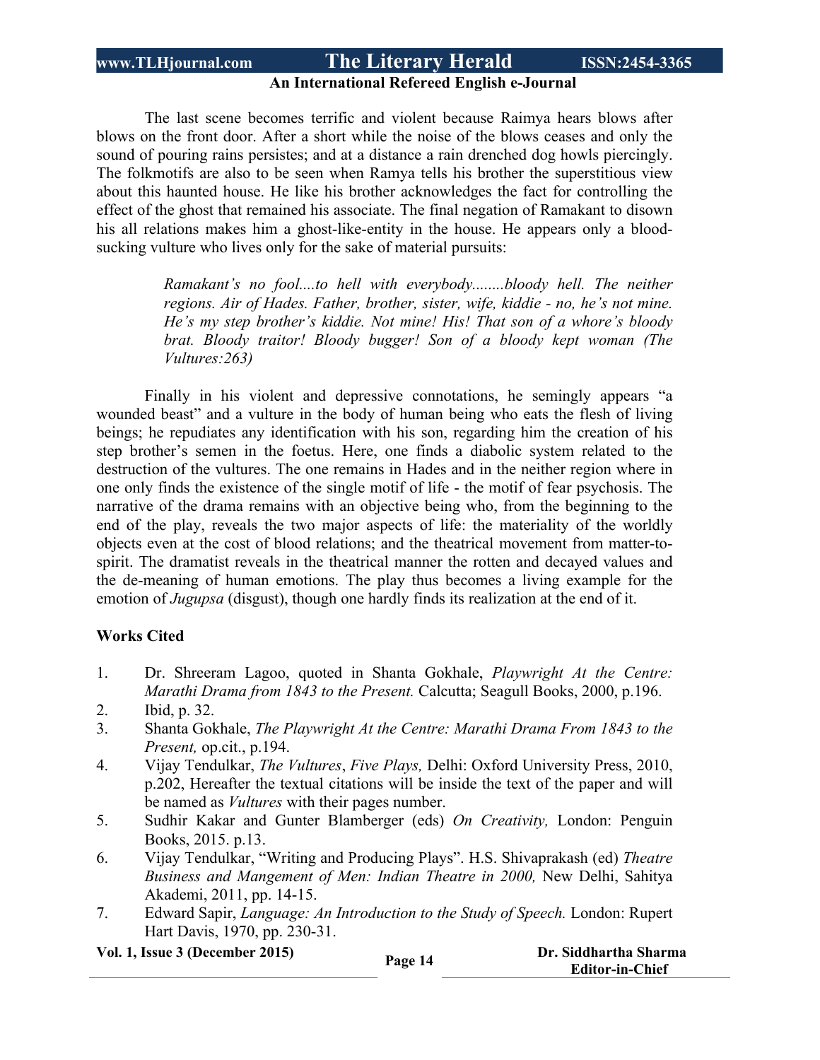The last scene becomes terrific and violent because Raimya hears blows after blows on the front door. After a short while the noise of the blows ceases and only the sound of pouring rains persistes; and at a distance a rain drenched dog howls piercingly. The folkmotifs are also to be seen when Ramya tells his brother the superstitious view about this haunted house. He like his brother acknowledges the fact for controlling the effect of the ghost that remained his associate. The final negation of Ramakant to disown his all relations makes him a ghost-like-entity in the house. He appears only a blood-sucking vulture who lives only for the sake of material pursuits:

> *Ramakant's no fool....to hell with everybody........bloody hell. The neither regions. Air of Hades. Father, brother, sister, wife, kiddie - no, he's not mine. He's my step brother's kiddie. Not mine! His! That son of a whore's bloody brat. Bloody traitor! Bloody bugger! Son of a bloody kept woman (The Vultures:263)*

Finally in his violent and depressive connotations, he semingly appears "a wounded beast" and a vulture in the body of human being who eats the flesh of living beings; he repudiates any identification with his son, regarding him the creation of his step brother's semen in the foetus. Here, one finds a diabolic system related to the destruction of the vultures. The one remains in Hades and in the neither region where in one only finds the existence of the single motif of life - the motif of fear psychosis. The narrative of the drama remains with an objective being who, from the beginning to the end of the play, reveals the two major aspects of life: the materiality of the worldly objects even at the cost of blood relations; and the theatrical movement from matter-to-spirit. The dramatist reveals in the theatrical manner the rotten and decayed values and the de-meaning of human emotions. The play thus becomes a living example for the emotion of *Jugupsa* (disgust), though one hardly finds its realization at the end of it.

**Works Cited**

1. Dr. Shreeram Lagoo, quoted in Shanta Gokhale, *Playwright At the Centre: Marathi Drama from 1843 to the Present.* Calcutta; Seagull Books, 2000, p.196.
2. Ibid, p. 32.
3. Shanta Gokhale, *The Playwright At the Centre: Marathi Drama From 1843 to the Present,* op.cit., p.194.
4. Vijay Tendulkar, *The Vultures*, *Five Plays,* Delhi: Oxford University Press, 2010, p.202, Hereafter the textual citations will be inside the text of the paper and will be named as *Vultures* with their pages number.
5. Sudhir Kakar and Gunter Blamberger (eds) *On Creativity,* London: Penguin Books, 2015. p.13.
6. Vijay Tendulkar, "Writing and Producing Plays". H.S. Shivaprakash (ed) *Theatre Business and Mangement of Men: Indian Theatre in 2000,* New Delhi, Sahitya Akademi, 2011, pp. 14-15.
7. Edward Sapir, *Language: An Introduction to the Study of Speech.* London: Rupert Hart Davis, 1970, pp. 230-31.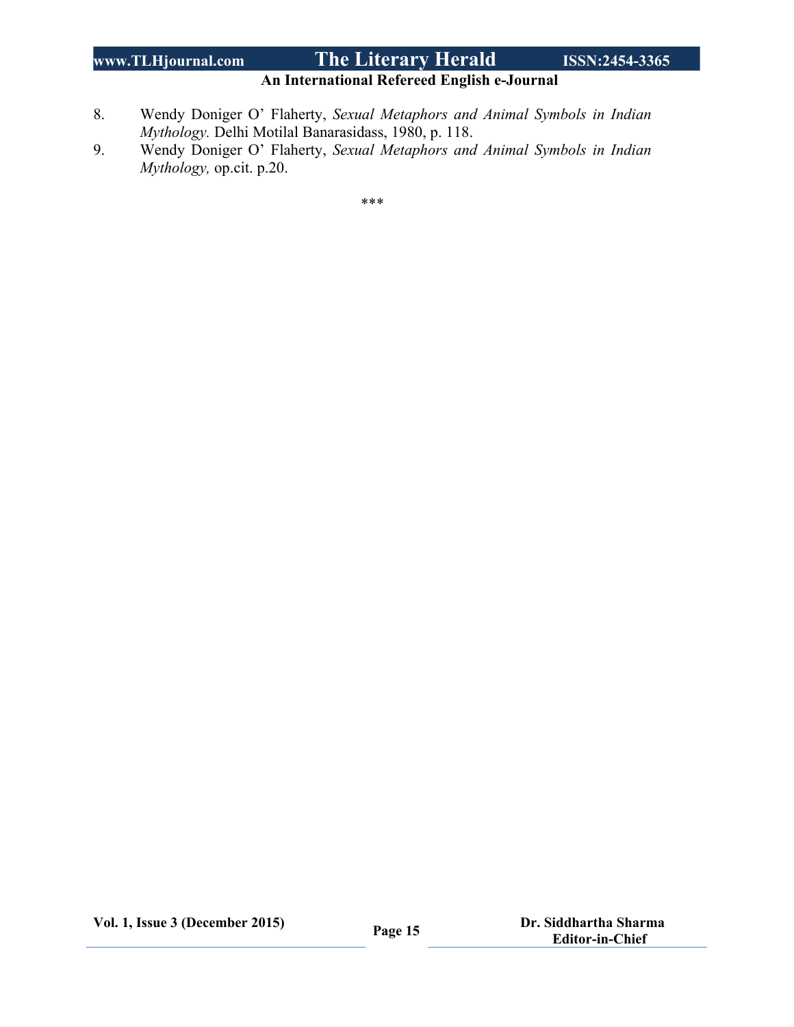8. Wendy Doniger O' Flaherty, *Sexual Metaphors and Animal Symbols in Indian Mythology.* Delhi Motilal Banarasidass, 1980, p. 118.
9. Wendy Doniger O' Flaherty, *Sexual Metaphors and Animal Symbols in Indian Mythology,* op.cit. p.20.

***